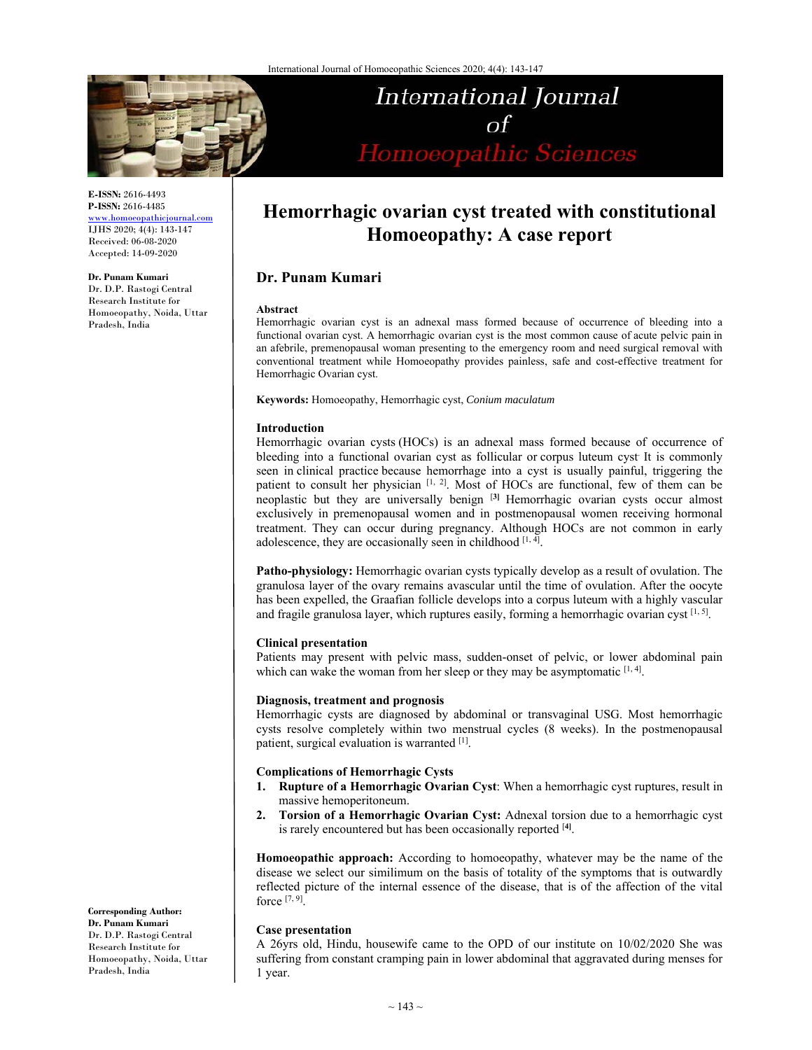# Hemorrhagic ovarian cyst treated with constitutional Homoeopathy: A case report

**E-ISSN:** 2616-4493
**P-ISSN:** 2616-4485
www.homoeopathicjournal.com
IJHS 2020; 4(4): 143-147
Received: 06-08-2020
Accepted: 14-09-2020

**Dr. Punam Kumari**
Dr. D.P. Rastogi Central Research Institute for Homoeopathy, Noida, Uttar Pradesh, India

**Corresponding Author:**
**Dr. Punam Kumari**
Dr. D.P. Rastogi Central Research Institute for Homoeopathy, Noida, Uttar Pradesh, India

## Dr. Punam Kumari

### Abstract

Hemorrhagic ovarian cyst is an adnexal mass formed because of occurrence of bleeding into a functional ovarian cyst. A hemorrhagic ovarian cyst is the most common cause of acute pelvic pain in an afebrile, premenopausal woman presenting to the emergency room and need surgical removal with conventional treatment while Homoeopathy provides painless, safe and cost-effective treatment for Hemorrhagic Ovarian cyst.

**Keywords:** Homoeopathy, Hemorrhagic cyst, *Conium maculatum*

### Introduction

Hemorrhagic ovarian cysts (HOCs) is an adnexal mass formed because of occurrence of bleeding into a functional ovarian cyst as follicular or corpus luteum cyst. It is commonly seen in clinical practice because hemorrhage into a cyst is usually painful, triggering the patient to consult her physician [1, 2]. Most of HOCs are functional, few of them can be neoplastic but they are universally benign [3] Hemorrhagic ovarian cysts occur almost exclusively in premenopausal women and in postmenopausal women receiving hormonal treatment. They can occur during pregnancy. Although HOCs are not common in early adolescence, they are occasionally seen in childhood [1, 4].

**Patho-physiology:** Hemorrhagic ovarian cysts typically develop as a result of ovulation. The granulosa layer of the ovary remains avascular until the time of ovulation. After the oocyte has been expelled, the Graafian follicle develops into a corpus luteum with a highly vascular and fragile granulosa layer, which ruptures easily, forming a hemorrhagic ovarian cyst [1, 5].

### Clinical presentation

Patients may present with pelvic mass, sudden-onset of pelvic, or lower abdominal pain which can wake the woman from her sleep or they may be asymptomatic [1, 4].

### Diagnosis, treatment and prognosis

Hemorrhagic cysts are diagnosed by abdominal or transvaginal USG. Most hemorrhagic cysts resolve completely within two menstrual cycles (8 weeks). In the postmenopausal patient, surgical evaluation is warranted [1].

### Complications of Hemorrhagic Cysts

1. **Rupture of a Hemorrhagic Ovarian Cyst**: When a hemorrhagic cyst ruptures, result in massive hemoperitoneum.
2. **Torsion of a Hemorrhagic Ovarian Cyst:** Adnexal torsion due to a hemorrhagic cyst is rarely encountered but has been occasionally reported [4].

**Homoeopathic approach:** According to homoeopathy, whatever may be the name of the disease we select our similimum on the basis of totality of the symptoms that is outwardly reflected picture of the internal essence of the disease, that is of the affection of the vital force [7, 9].

### Case presentation

A 26yrs old, Hindu, housewife came to the OPD of our institute on 10/02/2020 She was suffering from constant cramping pain in lower abdominal that aggravated during menses for 1 year.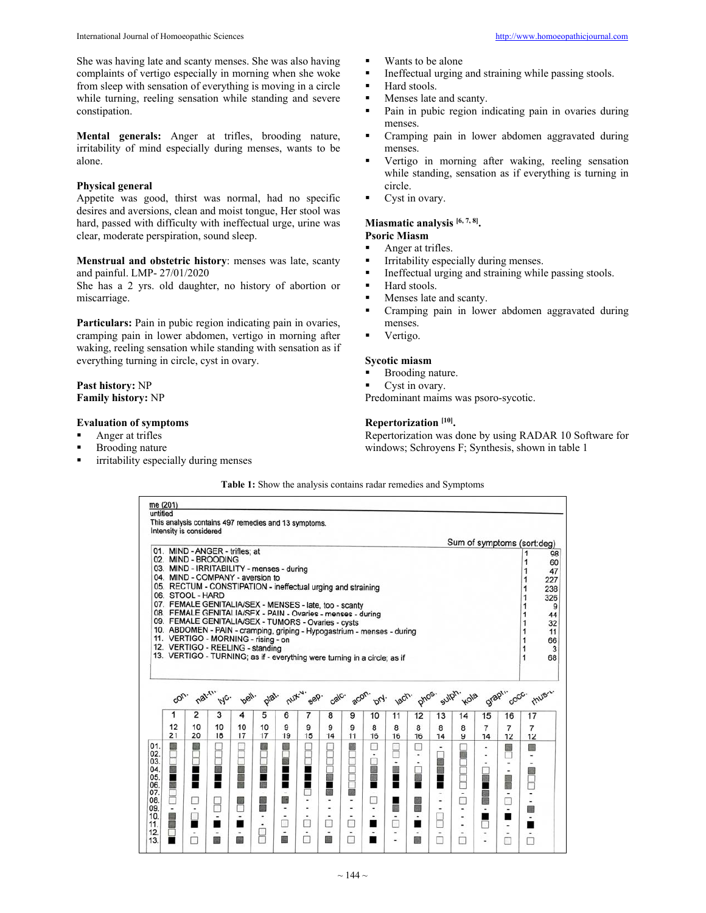She was having late and scanty menses. She was also having complaints of vertigo especially in morning when she woke from sleep with sensation of everything is moving in a circle while turning, reeling sensation while standing and severe constipation.

**Mental generals:** Anger at trifles, brooding nature, irritability of mind especially during menses, wants to be alone.

**Physical general**

Appetite was good, thirst was normal, had no specific desires and aversions, clean and moist tongue, Her stool was hard, passed with difficulty with ineffectual urge, urine was clear, moderate perspiration, sound sleep.

**Menstrual and obstetric history**: menses was late, scanty and painful. LMP- 27/01/2020

She has a 2 yrs. old daughter, no history of abortion or miscarriage.

**Particulars:** Pain in pubic region indicating pain in ovaries, cramping pain in lower abdomen, vertigo in morning after waking, reeling sensation while standing with sensation as if everything turning in circle, cyst in ovary.

**Past history:** NP
**Family history:** NP

**Evaluation of symptoms**

- Anger at trifles
- Brooding nature
- irritability especially during menses
- Wants to be alone
- Ineffectual urging and straining while passing stools.
- Hard stools.
- Menses late and scanty.
- Pain in pubic region indicating pain in ovaries during menses.
- Cramping pain in lower abdomen aggravated during menses.
- Vertigo in morning after waking, reeling sensation while standing, sensation as if everything is turning in circle.
- Cyst in ovary.

**Miasmatic analysis [6, 7, 8].**

**Psoric Miasm**

- Anger at trifles.
- Irritability especially during menses.
- Ineffectual urging and straining while passing stools.
- Hard stools.
- Menses late and scanty.
- Cramping pain in lower abdomen aggravated during menses.
- Vertigo.

**Sycotic miasm**

- Brooding nature.
- Cyst in ovary.

Predominant maims was psoro-sycotic.

**Repertorization [10].**

Repertorization was done by using RADAR 10 Software for windows; Schroyens F; Synthesis, shown in table 1

**Table 1:** Show the analysis contains radar remedies and Symptoms

me (201)
untitled
This analysis contains 497 remedies and 13 symptoms.
Intensity is considered

| No. | Symptom | | Sum of symptoms (sort:deg) |
|---|---|---|---|
| 01. | MIND - ANGER - trifles; at | 1 | 98 |
| 02. | MIND - BROODING | 1 | 60 |
| 03. | MIND - IRRITABILITY - menses - during | 1 | 47 |
| 04. | MIND - COMPANY - aversion to | 1 | 227 |
| 05. | RECTUM - CONSTIPATION - ineffectual urging and straining | 1 | 238 |
| 06. | STOOL - HARD | 1 | 326 |
| 07. | FEMALE GENITALIA/SEX - MENSES - late, too - scanty | 1 | 9 |
| 08. | FEMALE GENITALIA/SEX - PAIN - Ovaries - menses - during | 1 | 44 |
| 09. | FEMALE GENITALIA/SEX - TUMORS - Ovaries - cysts | 1 | 32 |
| 10. | ABDOMEN - PAIN - cramping, griping - Hypogastrium - menses - during | 1 | 11 |
| 11. | VERTIGO - MORNING - rising - on | 1 | 66 |
| 12. | VERTIGO - REELING - standing | 1 | 3 |
| 13. | VERTIGO - TURNING; as if - everything were turning in a circle; as if | 1 | 68 |

| | con. | nat-m. | lyc. | bell. | plat. | nux-v. | sep. | calc. | acon. | bry. | lach. | phos. | sulph. | kola | graph. | cocc. | rhus-t. |
|---|---|---|---|---|---|---|---|---|---|---|---|---|---|---|---|---|---|
| Rank | 1 | 2 | 3 | 4 | 5 | 6 | 7 | 8 | 9 | 10 | 11 | 12 | 13 | 14 | 15 | 16 | 17 |
| Symptoms | 12 | 10 | 10 | 10 | 10 | 9 | 9 | 9 | 9 | 8 | 8 | 8 | 8 | 8 | 7 | 7 | 7 |
| Degree | 21 | 20 | 18 | 17 | 17 | 19 | 15 | 14 | 11 | 16 | 16 | 16 | 14 | 9 | 14 | 12 | 12 |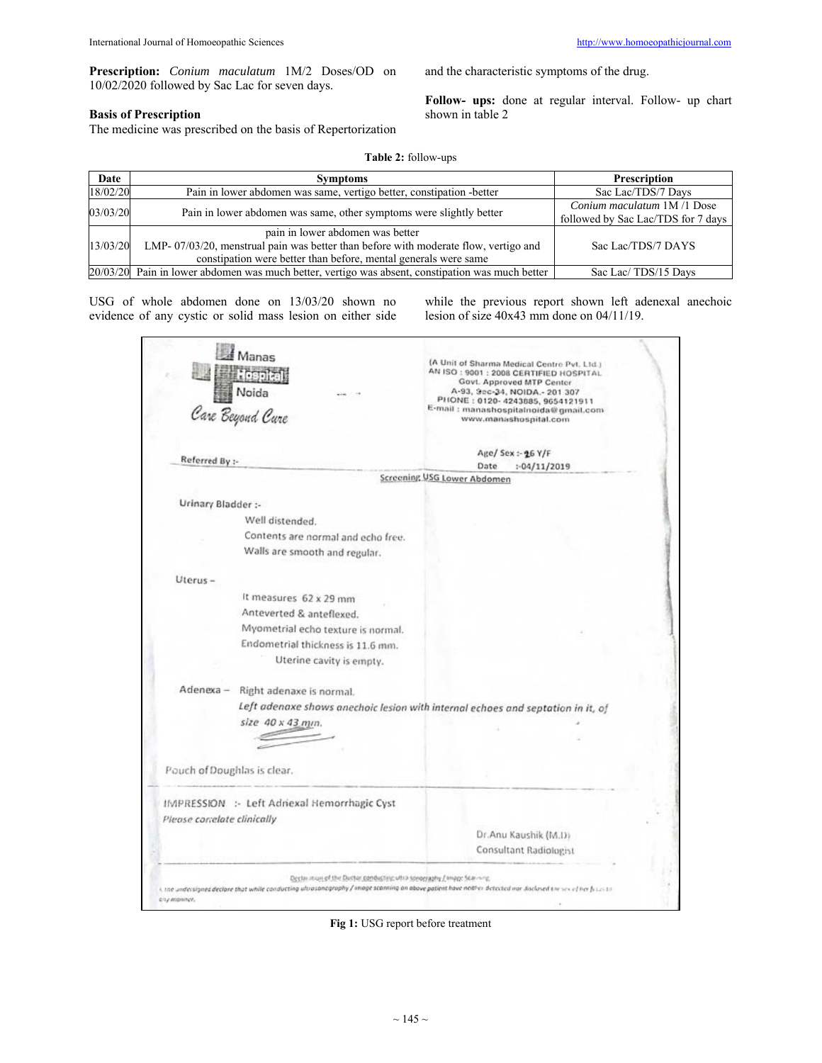**Prescription:** *Conium maculatum* 1M/2 Doses/OD on 10/02/2020 followed by Sac Lac for seven days.

**Basis of Prescription**

The medicine was prescribed on the basis of Repertorization and the characteristic symptoms of the drug.

**Follow- ups:** done at regular interval. Follow- up chart shown in table 2

**Table 2:** follow-ups

| Date | Symptoms | Prescription |
|---|---|---|
| 18/02/20 | Pain in lower abdomen was same, vertigo better, constipation -better | Sac Lac/TDS/7 Days |
| 03/03/20 | Pain in lower abdomen was same, other symptoms were slightly better | *Conium maculatum* 1M /1 Dose followed by Sac Lac/TDS for 7 days |
| 13/03/20 | pain in lower abdomen was better<br>LMP- 07/03/20, menstrual pain was better than before with moderate flow, vertigo and constipation were better than before, mental generals were same | Sac Lac/TDS/7 DAYS |
| 20/03/20 | Pain in lower abdomen was much better, vertigo was absent, constipation was much better | Sac Lac/ TDS/15 Days |

USG of whole abdomen done on 13/03/20 shown no evidence of any cystic or solid mass lesion on either side while the previous report shown left adenexal anechoic lesion of size 40x43 mm done on 04/11/19.

Manas Hospital Noida

Care Beyond Cure

(A Unit of Sharma Medical Centre Pvt. Ltd.)
AN ISO : 9001 : 2008 CERTIFIED HOSPITAL
Govt. Approved MTP Center
A-93, Sec-34, NOIDA.- 201 307
PHONE : 0120- 4243885, 9654121911
E-mail : manashospitalnoida@gmail.com
www.manashospital.com

Referred By :-

Age/ Sex :- 26 Y/F

Date :-04/11/2019

Screening USG Lower Abdomen

Urinary Bladder :-

Well distended.
Contents are normal and echo free.
Walls are smooth and regular.

Uterus –

It measures 62 x 29 mm
Anteverted & anteflexed.
Myometrial echo texture is normal.
Endometrial thickness is 11.6 mm.
Uterine cavity is empty.

Adenexa – Right adenaxe is normal.
*Left adenaxe shows anechoic lesion with internal echoes and septation in it, of size 40 x 43 mm.*

Pouch of Doughlas is clear.

IMPRESSION :- Left Adnexal Hemorrhagic Cyst

*Please corelate clinically*

Dr.Anu Kaushik (M.D)
Consultant Radiologist

**Fig 1:** USG report before treatment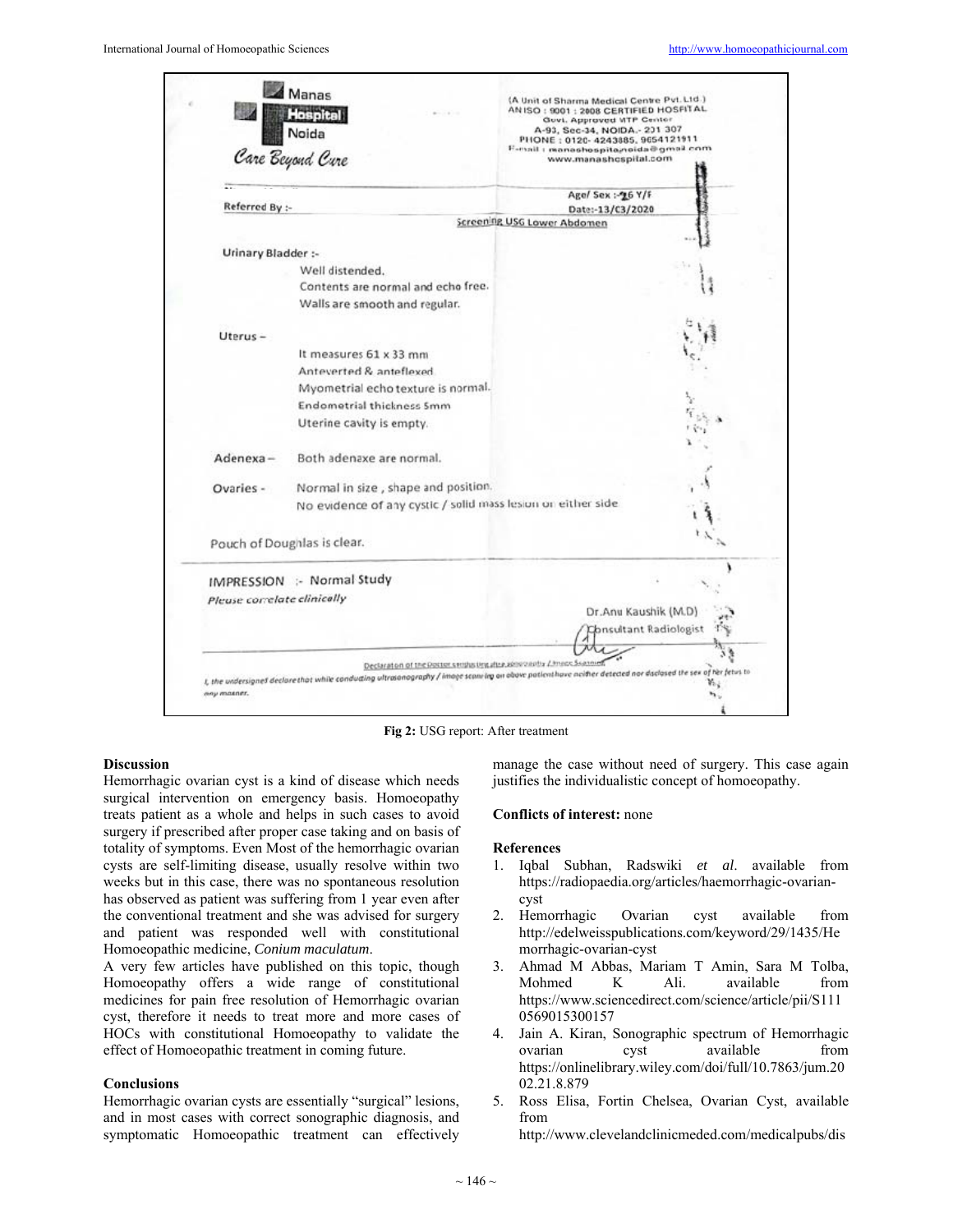Manas Hospital Noida

Care Beyond Cure

(A Unit of Sharma Medical Centre Pvt. Ltd.)
AN ISO : 9001 : 2008 CERTIFIED HOSPITAL
Govt. Approved MTP Center
A-93, Sec-34, NOIDA.- 201 307
PHONE : 0120- 4243885, 9654121911
E-mail : manashospitalnoida@gmail.com
www.manashospital.com

Referred By :-

Age/ Sex :- 26 Y/F
Date:-13/03/2020

Screening USG Lower Abdomen

Urinary Bladder :-
Well distended.
Contents are normal and echo free.
Walls are smooth and regular.

Uterus –
It measures 61 x 33 mm
Anteverted & anteflexed
Myometrial echo texture is normal.
Endometrial thickness 5mm
Uterine cavity is empty.

Adenexa – Both adenaxe are normal.

Ovaries - Normal in size , shape and position.
No evidence of any cystic / solid mass lesion on either side

Pouch of Douglas is clear.

IMPRESSION :- Normal Study
Please correlate clinically

Dr.Anu Kaushik (M.D)
Consultant Radiologist

Declaration of the Doctor conducting ultra sonography / Image Scanning
I, the undersigned declare that while conducting ultrasonography / image scanning on above patient have neither detected nor disclosed the sex of her fetus to any manner.

**Fig 2:** USG report: After treatment

## Discussion

Hemorrhagic ovarian cyst is a kind of disease which needs surgical intervention on emergency basis. Homoeopathy treats patient as a whole and helps in such cases to avoid surgery if prescribed after proper case taking and on basis of totality of symptoms. Even Most of the hemorrhagic ovarian cysts are self-limiting disease, usually resolve within two weeks but in this case, there was no spontaneous resolution has observed as patient was suffering from 1 year even after the conventional treatment and she was advised for surgery and patient was responded well with constitutional Homoeopathic medicine, *Conium maculatum*.

A very few articles have published on this topic, though Homoeopathy offers a wide range of constitutional medicines for pain free resolution of Hemorrhagic ovarian cyst, therefore it needs to treat more and more cases of HOCs with constitutional Homoeopathy to validate the effect of Homoeopathic treatment in coming future.

## Conclusions

Hemorrhagic ovarian cysts are essentially "surgical" lesions, and in most cases with correct sonographic diagnosis, and symptomatic Homoeopathic treatment can effectively manage the case without need of surgery. This case again justifies the individualistic concept of homoeopathy.

**Conflicts of interest:** none

## References

1. Iqbal Subhan, Radswiki *et al*. available from https://radiopaedia.org/articles/haemorrhagic-ovarian-cyst
2. Hemorrhagic Ovarian cyst available from http://edelweisspublications.com/keyword/29/1435/Hemorrhagic-ovarian-cyst
3. Ahmad M Abbas, Mariam T Amin, Sara M Tolba, Mohmed K Ali. available from https://www.sciencedirect.com/science/article/pii/S1110569015300157
4. Jain A. Kiran, Sonographic spectrum of Hemorrhagic ovarian cyst available from https://onlinelibrary.wiley.com/doi/full/10.7863/jum.2002.21.8.879
5. Ross Elisa, Fortin Chelsea, Ovarian Cyst, available from http://www.clevelandclinicmeded.com/medicalpubs/dis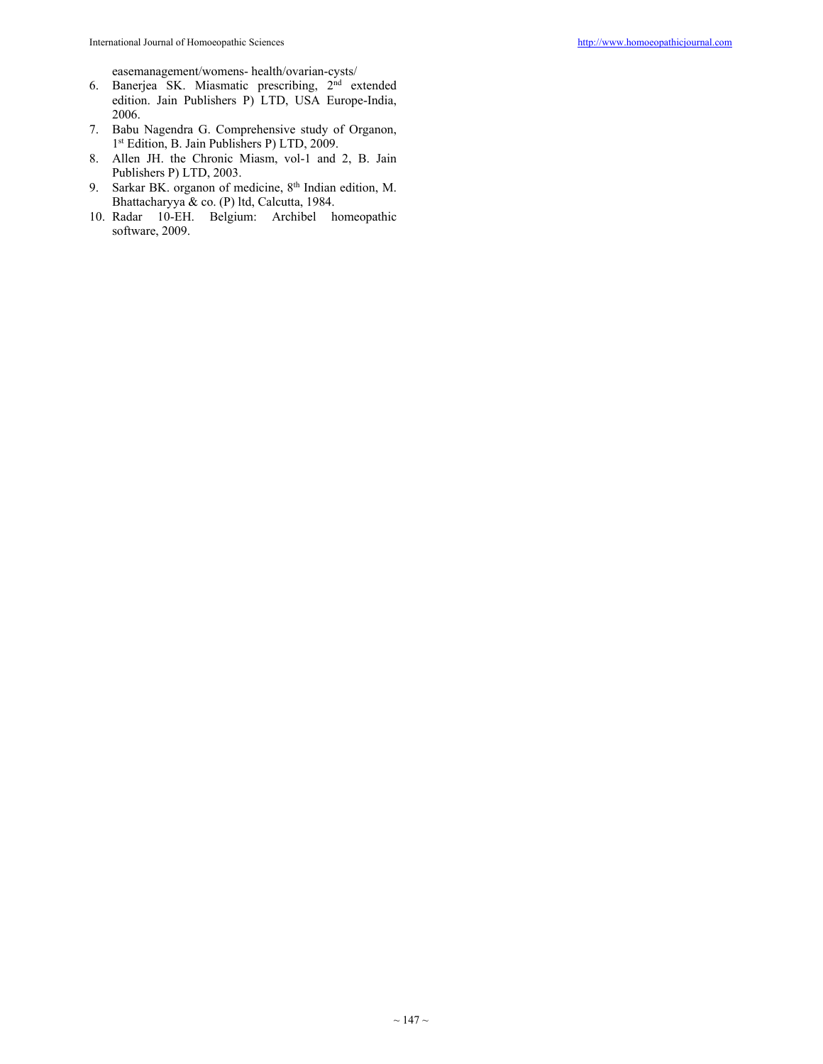easemanagement/womens- health/ovarian-cysts/

6. Banerjea SK. Miasmatic prescribing, 2nd extended edition. Jain Publishers P) LTD, USA Europe-India, 2006.
7. Babu Nagendra G. Comprehensive study of Organon, 1st Edition, B. Jain Publishers P) LTD, 2009.
8. Allen JH. the Chronic Miasm, vol-1 and 2, B. Jain Publishers P) LTD, 2003.
9. Sarkar BK. organon of medicine, 8th Indian edition, M. Bhattacharyya & co. (P) ltd, Calcutta, 1984.
10. Radar 10-EH. Belgium: Archibel homeopathic software, 2009.